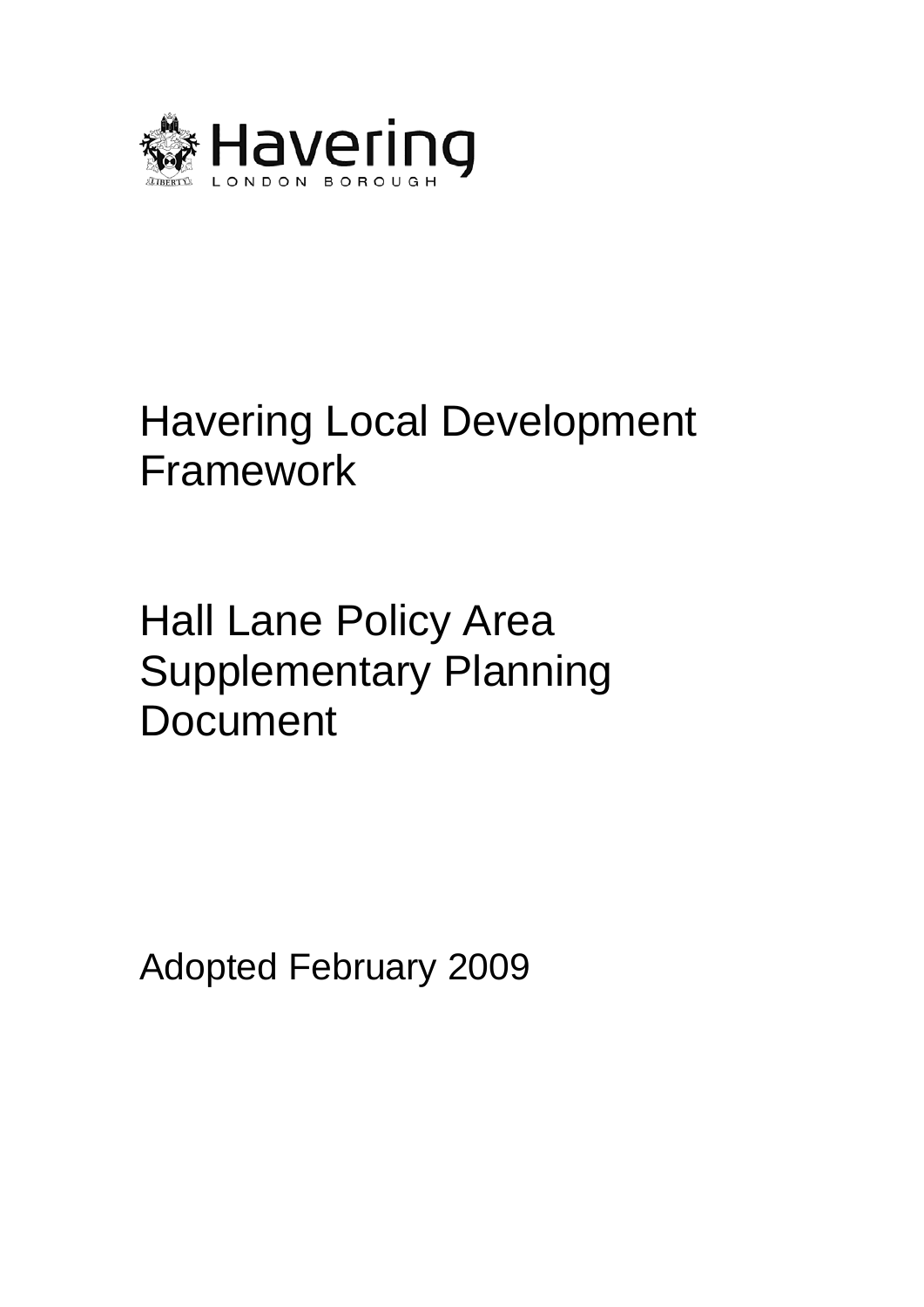Havering

LONDON BOROUGH

# Havering Local Development Framework

# Hall Lane Policy Area Supplementary Planning Document

Adopted February 2009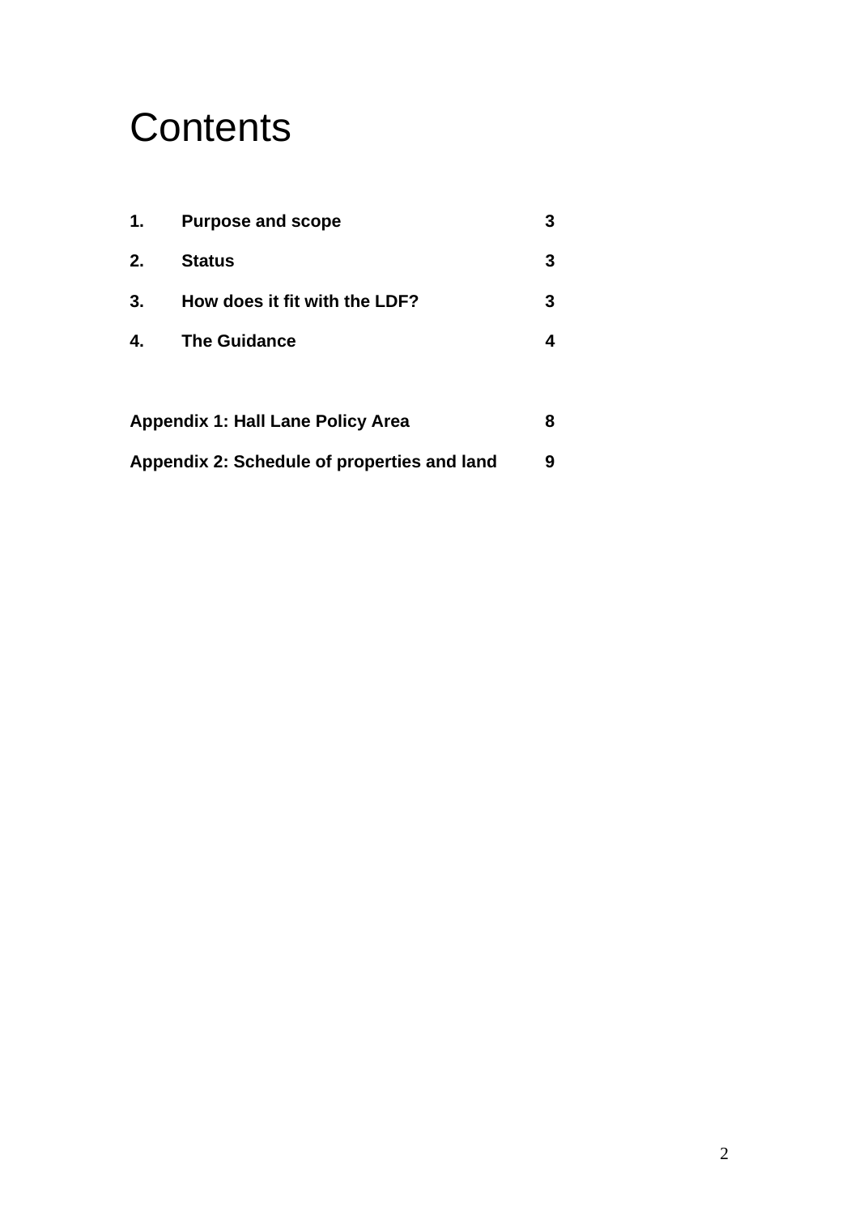# Contents

| | | |
|---|---|---|
| **1.** | **Purpose and scope** | **3** |
| **2.** | **Status** | **3** |
| **3.** | **How does it fit with the LDF?** | **3** |
| **4.** | **The Guidance** | **4** |
| **Appendix 1: Hall Lane Policy Area** | | **8** |
| **Appendix 2: Schedule of properties and land** | | **9** |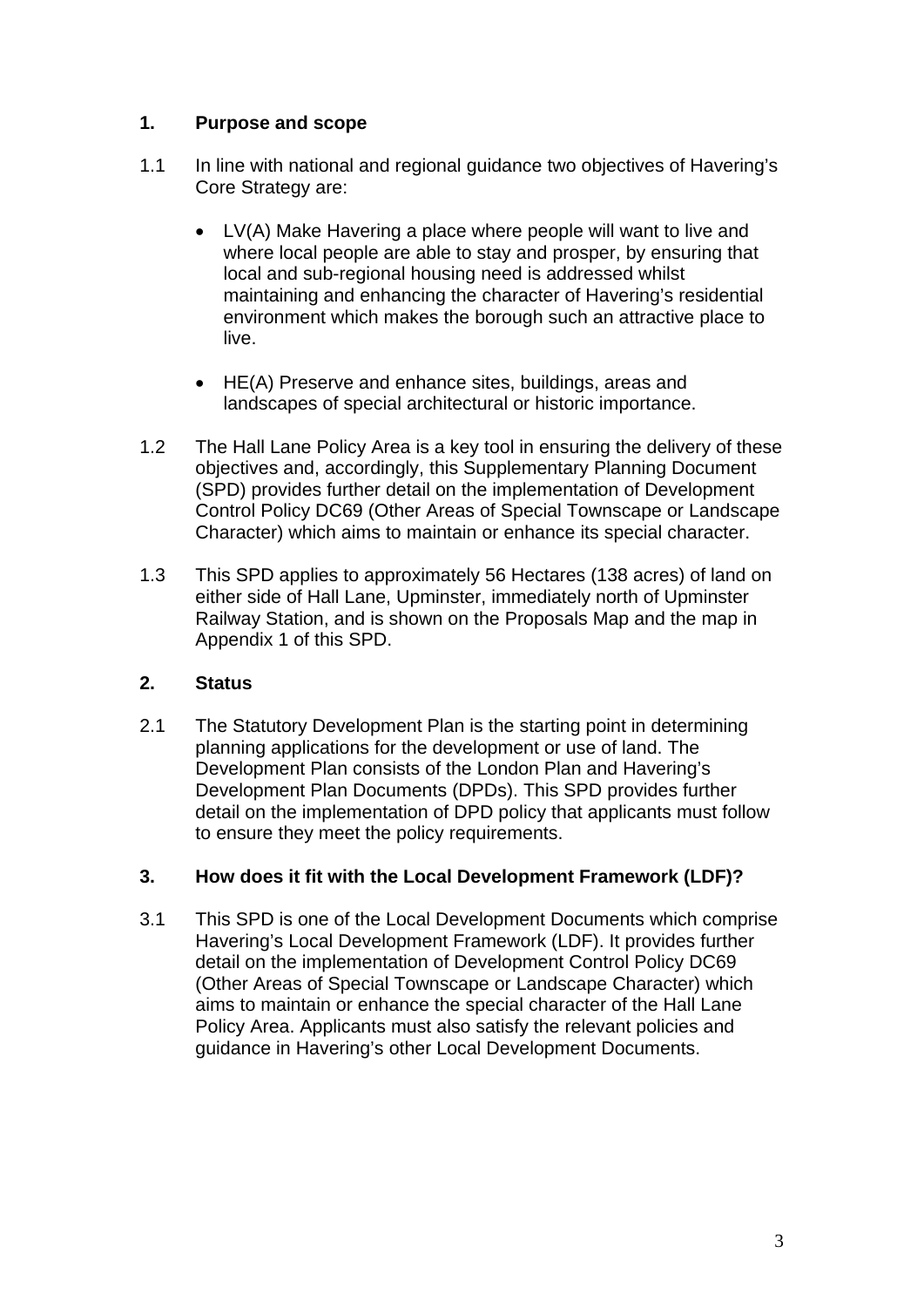## 1. Purpose and scope

1.1 In line with national and regional guidance two objectives of Havering's Core Strategy are:

- LV(A) Make Havering a place where people will want to live and where local people are able to stay and prosper, by ensuring that local and sub-regional housing need is addressed whilst maintaining and enhancing the character of Havering's residential environment which makes the borough such an attractive place to live.
- HE(A) Preserve and enhance sites, buildings, areas and landscapes of special architectural or historic importance.

1.2 The Hall Lane Policy Area is a key tool in ensuring the delivery of these objectives and, accordingly, this Supplementary Planning Document (SPD) provides further detail on the implementation of Development Control Policy DC69 (Other Areas of Special Townscape or Landscape Character) which aims to maintain or enhance its special character.

1.3 This SPD applies to approximately 56 Hectares (138 acres) of land on either side of Hall Lane, Upminster, immediately north of Upminster Railway Station, and is shown on the Proposals Map and the map in Appendix 1 of this SPD.

## 2. Status

2.1 The Statutory Development Plan is the starting point in determining planning applications for the development or use of land. The Development Plan consists of the London Plan and Havering's Development Plan Documents (DPDs). This SPD provides further detail on the implementation of DPD policy that applicants must follow to ensure they meet the policy requirements.

## 3. How does it fit with the Local Development Framework (LDF)?

3.1 This SPD is one of the Local Development Documents which comprise Havering's Local Development Framework (LDF). It provides further detail on the implementation of Development Control Policy DC69 (Other Areas of Special Townscape or Landscape Character) which aims to maintain or enhance the special character of the Hall Lane Policy Area. Applicants must also satisfy the relevant policies and guidance in Havering's other Local Development Documents.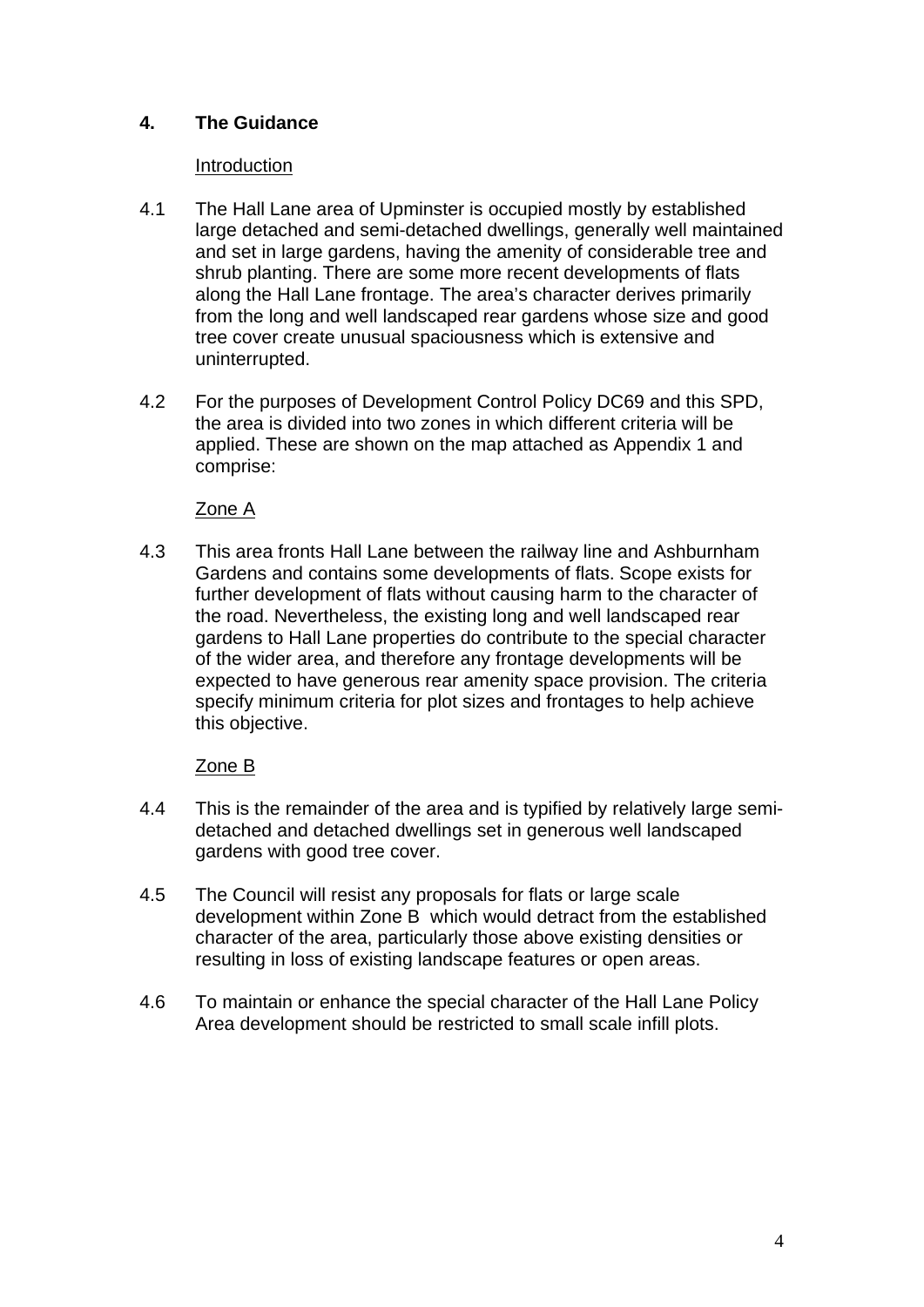## 4. The Guidance

Introduction

4.1 The Hall Lane area of Upminster is occupied mostly by established large detached and semi-detached dwellings, generally well maintained and set in large gardens, having the amenity of considerable tree and shrub planting. There are some more recent developments of flats along the Hall Lane frontage. The area's character derives primarily from the long and well landscaped rear gardens whose size and good tree cover create unusual spaciousness which is extensive and uninterrupted.

4.2 For the purposes of Development Control Policy DC69 and this SPD, the area is divided into two zones in which different criteria will be applied. These are shown on the map attached as Appendix 1 and comprise:

Zone A

4.3 This area fronts Hall Lane between the railway line and Ashburnham Gardens and contains some developments of flats. Scope exists for further development of flats without causing harm to the character of the road. Nevertheless, the existing long and well landscaped rear gardens to Hall Lane properties do contribute to the special character of the wider area, and therefore any frontage developments will be expected to have generous rear amenity space provision. The criteria specify minimum criteria for plot sizes and frontages to help achieve this objective.

Zone B

4.4 This is the remainder of the area and is typified by relatively large semi-detached and detached dwellings set in generous well landscaped gardens with good tree cover.

4.5 The Council will resist any proposals for flats or large scale development within Zone B which would detract from the established character of the area, particularly those above existing densities or resulting in loss of existing landscape features or open areas.

4.6 To maintain or enhance the special character of the Hall Lane Policy Area development should be restricted to small scale infill plots.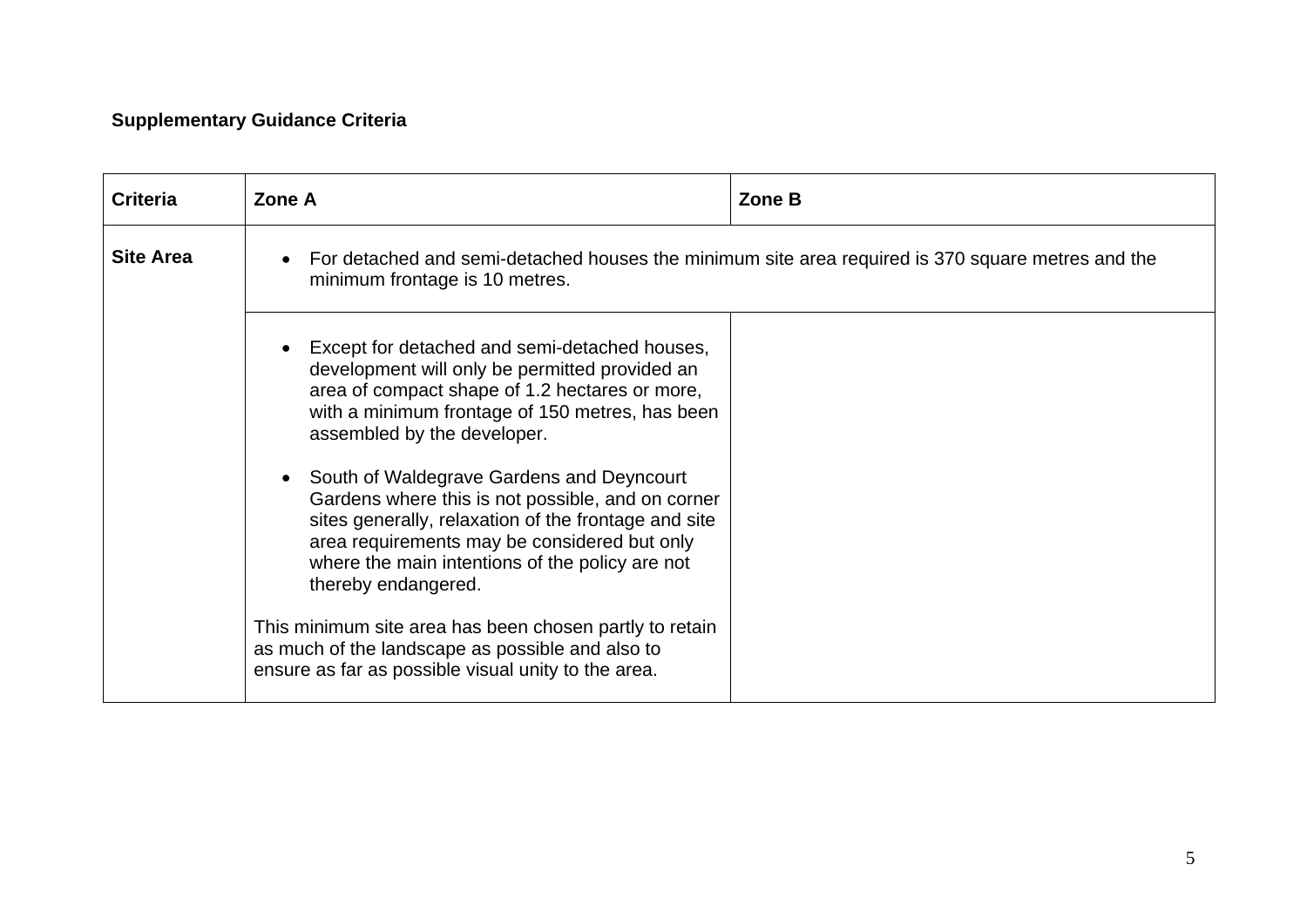**Supplementary Guidance Criteria**

| Criteria | Zone A | Zone B |
| --- | --- | --- |
| **Site Area** | • For detached and semi-detached houses the minimum site area required is 370 square metres and the minimum frontage is 10 metres. | |
| | • Except for detached and semi-detached houses, development will only be permitted provided an area of compact shape of 1.2 hectares or more, with a minimum frontage of 150 metres, has been assembled by the developer.<br><br>• South of Waldegrave Gardens and Deyncourt Gardens where this is not possible, and on corner sites generally, relaxation of the frontage and site area requirements may be considered but only where the main intentions of the policy are not thereby endangered.<br><br>This minimum site area has been chosen partly to retain as much of the landscape as possible and also to ensure as far as possible visual unity to the area. | |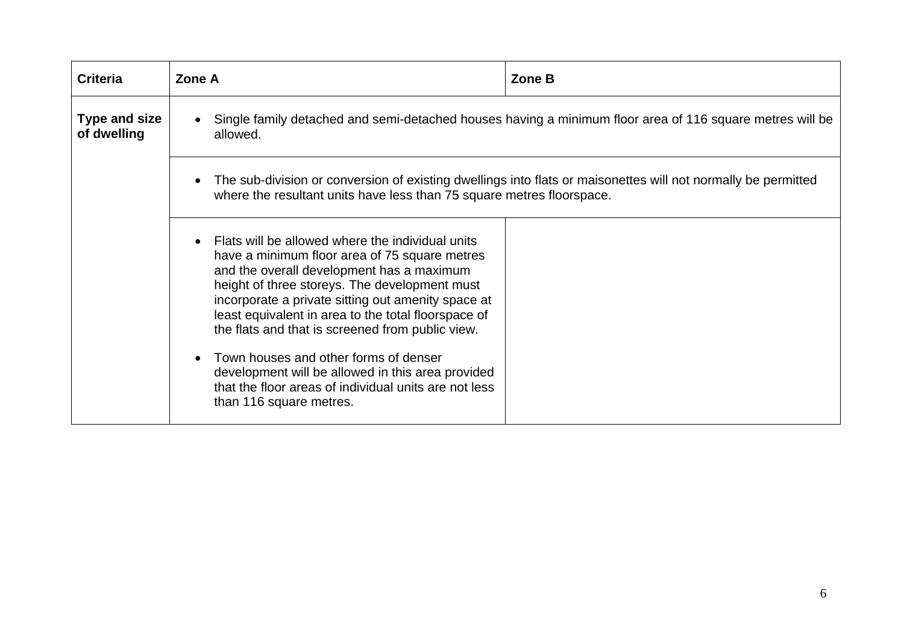| Criteria | Zone A | Zone B |
| --- | --- | --- |
| **Type and size of dwelling** | • Single family detached and semi-detached houses having a minimum floor area of 116 square metres will be allowed. | |
| | • The sub-division or conversion of existing dwellings into flats or maisonettes will not normally be permitted where the resultant units have less than 75 square metres floorspace. | |
| | • Flats will be allowed where the individual units have a minimum floor area of 75 square metres and the overall development has a maximum height of three storeys. The development must incorporate a private sitting out amenity space at least equivalent in area to the total floorspace of the flats and that is screened from public view.<br><br>• Town houses and other forms of denser development will be allowed in this area provided that the floor areas of individual units are not less than 116 square metres. | |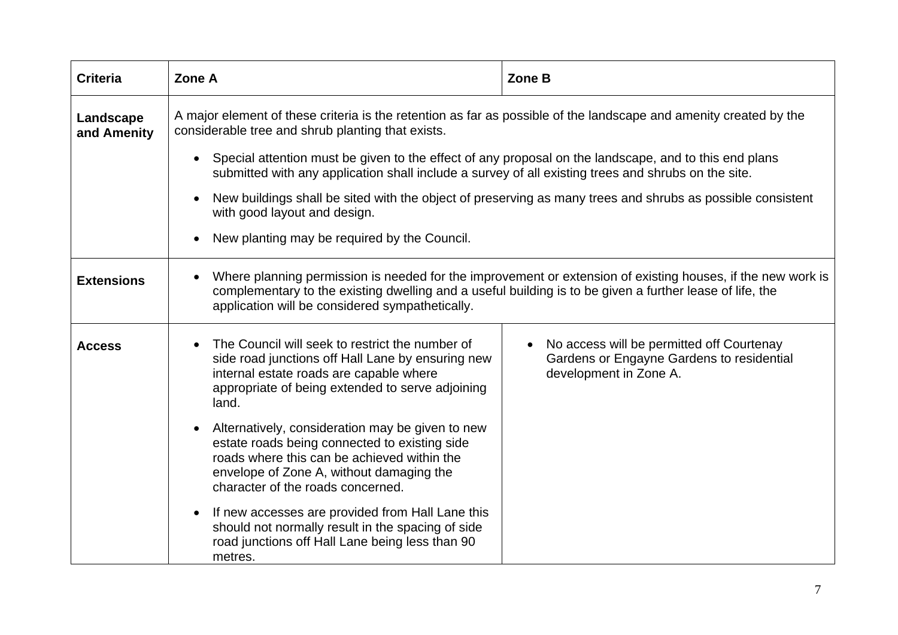| Criteria | Zone A | Zone B |
|---|---|---|
| **Landscape and Amenity** | A major element of these criteria is the retention as far as possible of the landscape and amenity created by the considerable tree and shrub planting that exists.<br>• Special attention must be given to the effect of any proposal on the landscape, and to this end plans submitted with any application shall include a survey of all existing trees and shrubs on the site.<br>• New buildings shall be sited with the object of preserving as many trees and shrubs as possible consistent with good layout and design.<br>• New planting may be required by the Council. | |
| **Extensions** | • Where planning permission is needed for the improvement or extension of existing houses, if the new work is complementary to the existing dwelling and a useful building is to be given a further lease of life, the application will be considered sympathetically. | |
| **Access** | • The Council will seek to restrict the number of side road junctions off Hall Lane by ensuring new internal estate roads are capable where appropriate of being extended to serve adjoining land.<br>• Alternatively, consideration may be given to new estate roads being connected to existing side roads where this can be achieved within the envelope of Zone A, without damaging the character of the roads concerned.<br>• If new accesses are provided from Hall Lane this should not normally result in the spacing of side road junctions off Hall Lane being less than 90 metres. | • No access will be permitted off Courtenay Gardens or Engayne Gardens to residential development in Zone A. |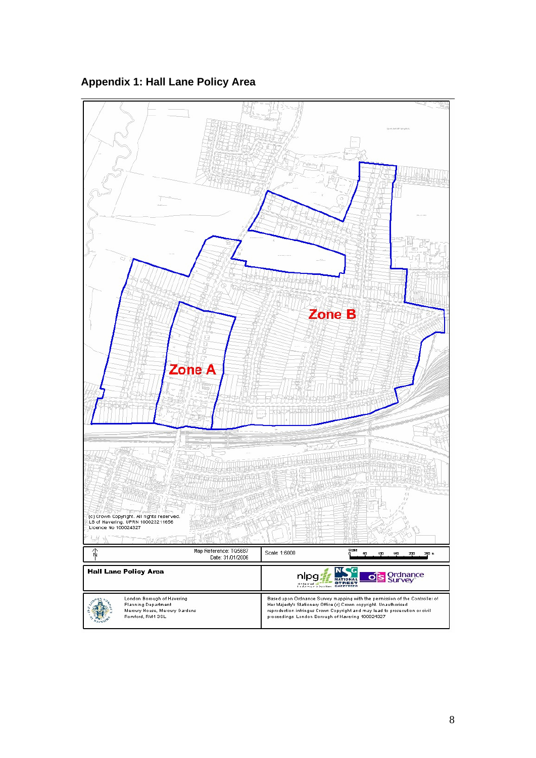## Appendix 1: Hall Lane Policy Area

Zone B

Zone A

(c) Crown Copyright. All rights reserved.
LB of Havering. UPRN 100023211656
Licence No 100024327

Map Reference: TQ5687
Date: 31/01/2006

Scale 1:6000

**Hall Lane Policy Area**

London Borough of Havering
Planning Department
Mercury House, Mercury Gardens
Romford, RM1 3SL

Based upon Ordnance Survey mapping with the permission of the Controller of Her Majesty's Stationery Office (c) Crown copyright. Unauthorised reproduction infringes Crown Copyright and may lead to prosecution or civil proceedings. London Borough of Havering 100024327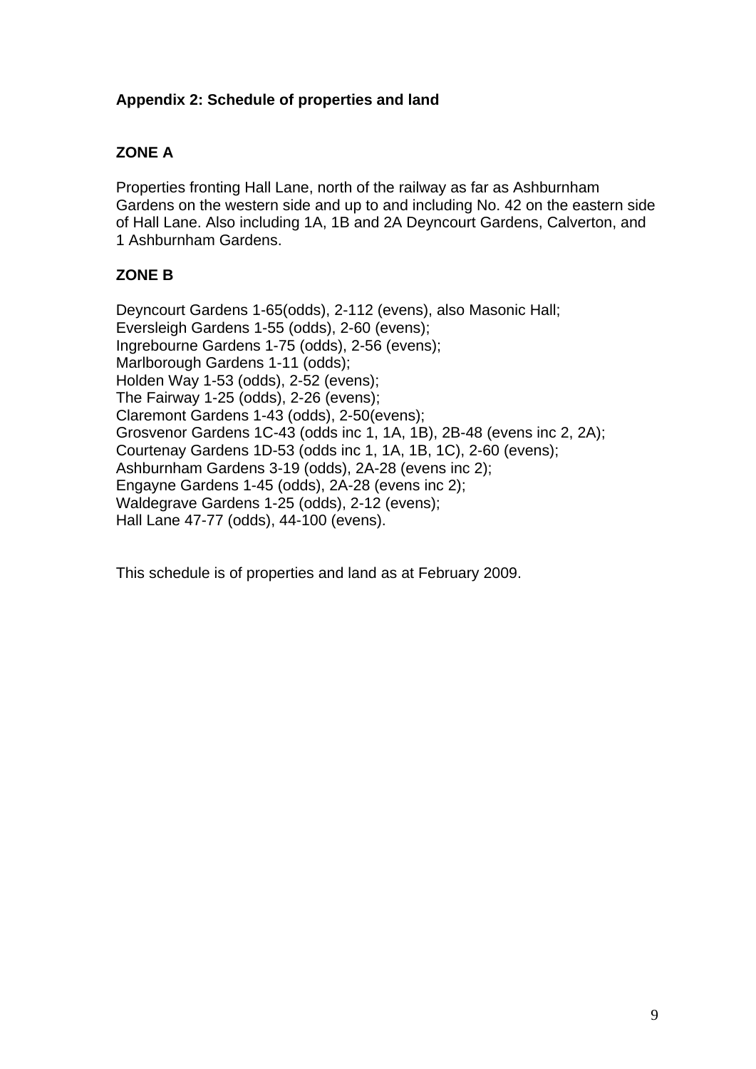**Appendix 2: Schedule of properties and land**

**ZONE A**

Properties fronting Hall Lane, north of the railway as far as Ashburnham Gardens on the western side and up to and including No. 42 on the eastern side of Hall Lane. Also including 1A, 1B and 2A Deyncourt Gardens, Calverton, and 1 Ashburnham Gardens.

**ZONE B**

Deyncourt Gardens 1-65(odds), 2-112 (evens), also Masonic Hall;
Eversleigh Gardens 1-55 (odds), 2-60 (evens);
Ingrebourne Gardens 1-75 (odds), 2-56 (evens);
Marlborough Gardens 1-11 (odds);
Holden Way 1-53 (odds), 2-52 (evens);
The Fairway 1-25 (odds), 2-26 (evens);
Claremont Gardens 1-43 (odds), 2-50(evens);
Grosvenor Gardens 1C-43 (odds inc 1, 1A, 1B), 2B-48 (evens inc 2, 2A);
Courtenay Gardens 1D-53 (odds inc 1, 1A, 1B, 1C), 2-60 (evens);
Ashburnham Gardens 3-19 (odds), 2A-28 (evens inc 2);
Engayne Gardens 1-45 (odds), 2A-28 (evens inc 2);
Waldegrave Gardens 1-25 (odds), 2-12 (evens);
Hall Lane 47-77 (odds), 44-100 (evens).

This schedule is of properties and land as at February 2009.